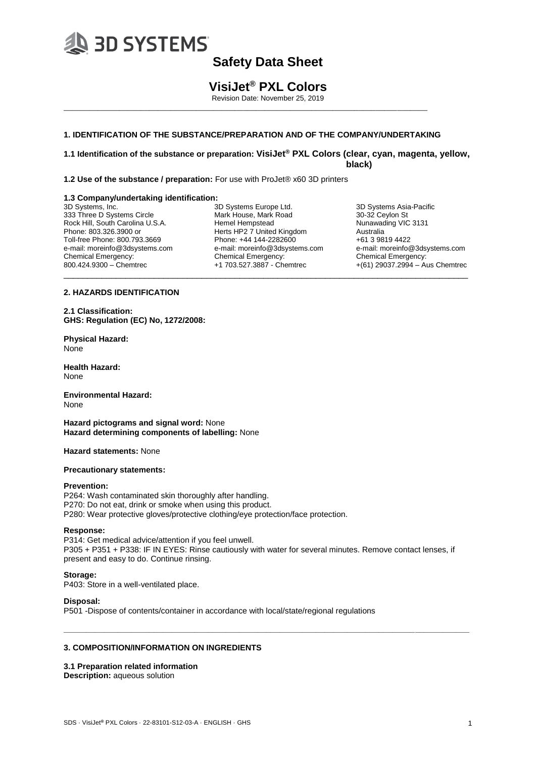3D SYSTEMS

# Safety Data Sheet

# VisiJet® PXL Colors

Revision Date: November 25, 2019

## 1. IDENTIFICATION OF THE SUBSTANCE/PREPARATION AND OF THE COMPANY/UNDERTAKING

**1.1 Identification of the substance or preparation: VisiJet® PXL Colors (clear, cyan, magenta, yellow, black)**

**1.2 Use of the substance / preparation:** For use with ProJet® x60 3D printers

**1.3 Company/undertaking identification:**

3D Systems, Inc.
333 Three D Systems Circle
Rock Hill, South Carolina U.S.A.
Phone: 803.326.3900 or
Toll-free Phone: 800.793.3669
e-mail: moreinfo@3dsystems.com
Chemical Emergency:
800.424.9300 – Chemtrec

3D Systems Europe Ltd.
Mark House, Mark Road
Hemel Hempstead
Herts HP2 7 United Kingdom
Phone: +44 144-2282600
e-mail: moreinfo@3dsystems.com
Chemical Emergency:
+1 703.527.3887 - Chemtrec

3D Systems Asia-Pacific
30-32 Ceylon St
Nunawading VIC 3131
Australia
+61 3 9819 4422
e-mail: moreinfo@3dsystems.com
Chemical Emergency:
+(61) 29037.2994 – Aus Chemtrec

## 2. HAZARDS IDENTIFICATION

**2.1 Classification:**
**GHS: Regulation (EC) No, 1272/2008:**

**Physical Hazard:**
None

**Health Hazard:**
None

**Environmental Hazard:**
None

**Hazard pictograms and signal word:** None
**Hazard determining components of labelling:** None

**Hazard statements:** None

**Precautionary statements:**

**Prevention:**
P264: Wash contaminated skin thoroughly after handling.
P270: Do not eat, drink or smoke when using this product.
P280: Wear protective gloves/protective clothing/eye protection/face protection.

**Response:**
P314: Get medical advice/attention if you feel unwell.
P305 + P351 + P338: IF IN EYES: Rinse cautiously with water for several minutes. Remove contact lenses, if present and easy to do. Continue rinsing.

**Storage:**
P403: Store in a well-ventilated place.

**Disposal:**
P501 -Dispose of contents/container in accordance with local/state/regional regulations

## 3. COMPOSITION/INFORMATION ON INGREDIENTS

**3.1 Preparation related information**
**Description:** aqueous solution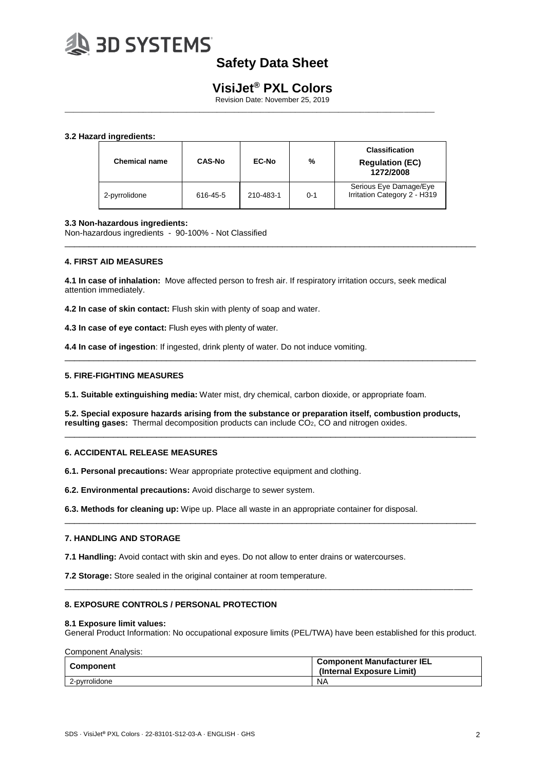### 3.2 Hazard ingredients:

| Chemical name | CAS-No | EC-No | % | Classification Regulation (EC) 1272/2008 |
|---|---|---|---|---|
| 2-pyrrolidone | 616-45-5 | 210-483-1 | 0-1 | Serious Eye Damage/Eye Irritation Category 2 - H319 |

### 3.3 Non-hazardous ingredients:

Non-hazardous ingredients - 90-100% - Not Classified

## 4. FIRST AID MEASURES

**4.1 In case of inhalation:** Move affected person to fresh air. If respiratory irritation occurs, seek medical attention immediately.

**4.2 In case of skin contact:** Flush skin with plenty of soap and water.

**4.3 In case of eye contact:** Flush eyes with plenty of water.

**4.4 In case of ingestion**: If ingested, drink plenty of water. Do not induce vomiting.

## 5. FIRE-FIGHTING MEASURES

**5.1. Suitable extinguishing media:** Water mist, dry chemical, carbon dioxide, or appropriate foam.

**5.2. Special exposure hazards arising from the substance or preparation itself, combustion products, resulting gases:** Thermal decomposition products can include $CO_2$, CO and nitrogen oxides.

## 6. ACCIDENTAL RELEASE MEASURES

**6.1. Personal precautions:** Wear appropriate protective equipment and clothing.

**6.2. Environmental precautions:** Avoid discharge to sewer system.

**6.3. Methods for cleaning up:** Wipe up. Place all waste in an appropriate container for disposal.

## 7. HANDLING AND STORAGE

**7.1 Handling:** Avoid contact with skin and eyes. Do not allow to enter drains or watercourses.

**7.2 Storage:** Store sealed in the original container at room temperature.

## 8. EXPOSURE CONTROLS / PERSONAL PROTECTION

### 8.1 Exposure limit values:

General Product Information: No occupational exposure limits (PEL/TWA) have been established for this product.

Component Analysis:

| Component | Component Manufacturer IEL (Internal Exposure Limit) |
|---|---|
| 2-pyrrolidone | NA |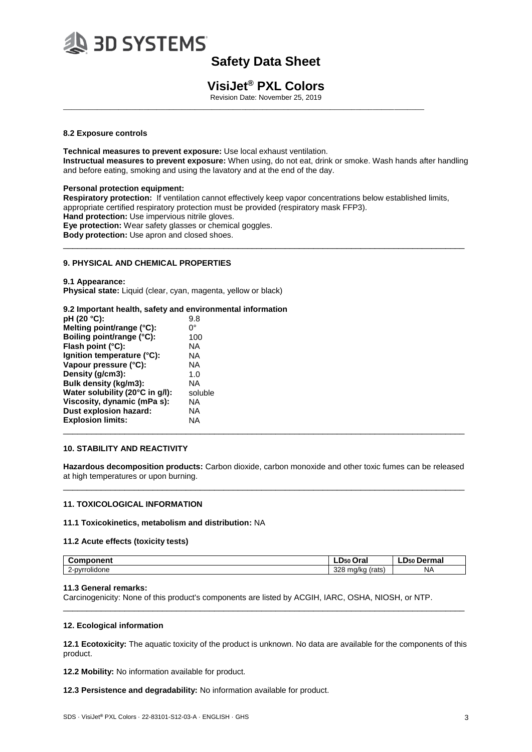#### 8.2 Exposure controls

**Technical measures to prevent exposure:** Use local exhaust ventilation.
**Instructual measures to prevent exposure:** When using, do not eat, drink or smoke. Wash hands after handling and before eating, smoking and using the lavatory and at the end of the day.

**Personal protection equipment:**
**Respiratory protection:** If ventilation cannot effectively keep vapor concentrations below established limits, appropriate certified respiratory protection must be provided (respiratory mask FFP3).
**Hand protection:** Use impervious nitrile gloves.
**Eye protection:** Wear safety glasses or chemical goggles.
**Body protection:** Use apron and closed shoes.

## 9. PHYSICAL AND CHEMICAL PROPERTIES

**9.1 Appearance:**
**Physical state:** Liquid (clear, cyan, magenta, yellow or black)

**9.2 Important health, safety and environmental information**

| | |
|---|---|
| **pH (20 °C):** | 9.8 |
| **Melting point/range (°C):** | 0° |
| **Boiling point/range (°C):** | 100 |
| **Flash point (°C):** | NA |
| **Ignition temperature (°C):** | NA |
| **Vapour pressure (°C):** | NA |
| **Density (g/cm3):** | 1.0 |
| **Bulk density (kg/m3):** | NA |
| **Water solubility (20°C in g/l):** | soluble |
| **Viscosity, dynamic (mPa s):** | NA |
| **Dust explosion hazard:** | NA |
| **Explosion limits:** | NA |

## 10. STABILITY AND REACTIVITY

**Hazardous decomposition products:** Carbon dioxide, carbon monoxide and other toxic fumes can be released at high temperatures or upon burning.

## 11. TOXICOLOGICAL INFORMATION

**11.1 Toxicokinetics, metabolism and distribution:** NA

**11.2 Acute effects (toxicity tests)**

| Component | $LD_{50}$ Oral | $LD_{50}$ Dermal |
|---|---|---|
| 2-pyrrolidone | 328 mg/kg (rats) | NA |

**11.3 General remarks:**
Carcinogenicity: None of this product's components are listed by ACGIH, IARC, OSHA, NIOSH, or NTP.

## 12. Ecological information

**12.1 Ecotoxicity:** The aquatic toxicity of the product is unknown. No data are available for the components of this product.

**12.2 Mobility:** No information available for product.

**12.3 Persistence and degradability:** No information available for product.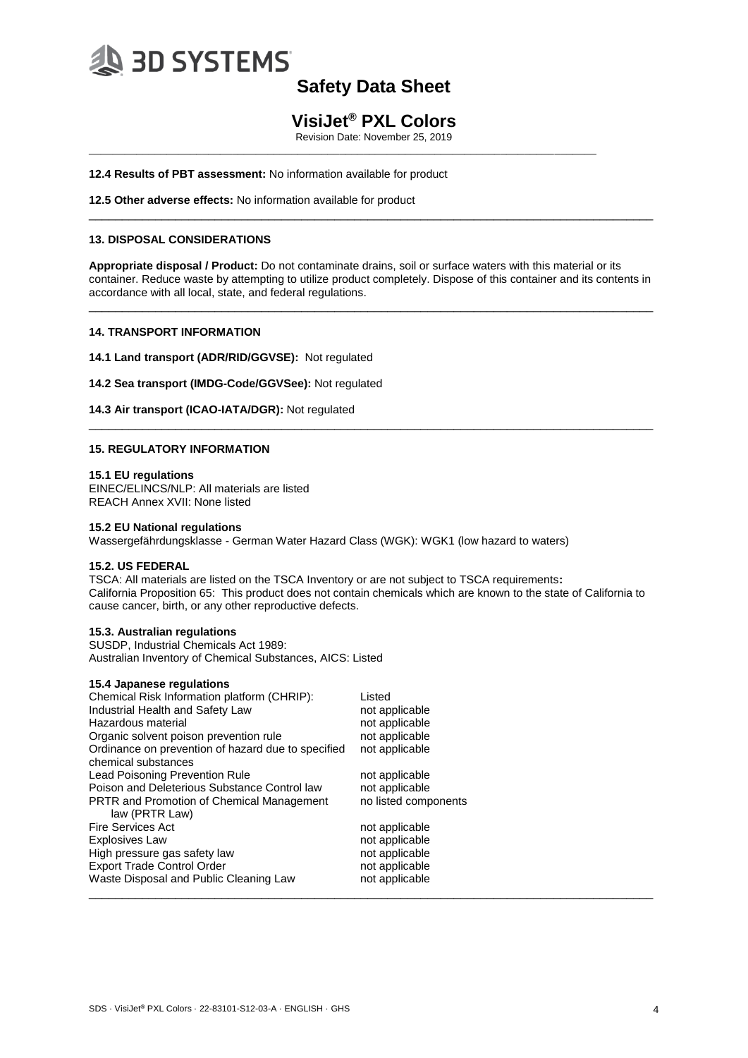**12.4 Results of PBT assessment:** No information available for product

**12.5 Other adverse effects:** No information available for product

## 13. DISPOSAL CONSIDERATIONS

**Appropriate disposal / Product:** Do not contaminate drains, soil or surface waters with this material or its container. Reduce waste by attempting to utilize product completely. Dispose of this container and its contents in accordance with all local, state, and federal regulations.

## 14. TRANSPORT INFORMATION

**14.1 Land transport (ADR/RID/GGVSE):** Not regulated

**14.2 Sea transport (IMDG-Code/GGVSee):** Not regulated

**14.3 Air transport (ICAO-IATA/DGR):** Not regulated

## 15. REGULATORY INFORMATION

**15.1 EU regulations**

EINEC/ELINCS/NLP: All materials are listed
REACH Annex XVII: None listed

**15.2 EU National regulations**

Wassergefährdungsklasse - German Water Hazard Class (WGK): WGK1 (low hazard to waters)

**15.2. US FEDERAL**

TSCA: All materials are listed on the TSCA Inventory or are not subject to TSCA requirements**:**
California Proposition 65: This product does not contain chemicals which are known to the state of California to cause cancer, birth, or any other reproductive defects.

**15.3. Australian regulations**

SUSDP, Industrial Chemicals Act 1989:
Australian Inventory of Chemical Substances, AICS: Listed

**15.4 Japanese regulations**

| | |
|---|---|
| Chemical Risk Information platform (CHRIP): | Listed |
| Industrial Health and Safety Law | not applicable |
| Hazardous material | not applicable |
| Organic solvent poison prevention rule | not applicable |
| Ordinance on prevention of hazard due to specified chemical substances | not applicable |
| Lead Poisoning Prevention Rule | not applicable |
| Poison and Deleterious Substance Control law | not applicable |
| PRTR and Promotion of Chemical Management law (PRTR Law) | no listed components |
| Fire Services Act | not applicable |
| Explosives Law | not applicable |
| High pressure gas safety law | not applicable |
| Export Trade Control Order | not applicable |
| Waste Disposal and Public Cleaning Law | not applicable |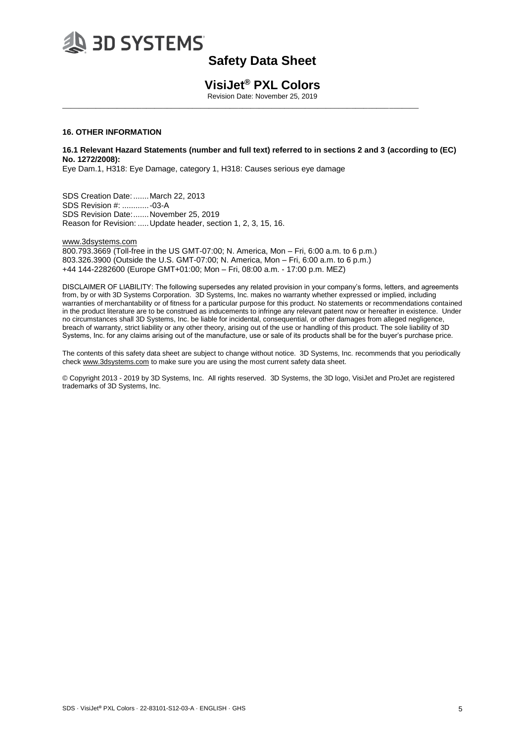## 16. OTHER INFORMATION

**16.1 Relevant Hazard Statements (number and full text) referred to in sections 2 and 3 (according to (EC) No. 1272/2008):**

Eye Dam.1, H318: Eye Damage, category 1, H318: Causes serious eye damage

SDS Creation Date: ....... March 22, 2013
SDS Revision #: ............ -03-A
SDS Revision Date: ....... November 25, 2019
Reason for Revision: ..... Update header, section 1, 2, 3, 15, 16.

www.3dsystems.com
800.793.3669 (Toll-free in the US GMT-07:00; N. America, Mon – Fri, 6:00 a.m. to 6 p.m.)
803.326.3900 (Outside the U.S. GMT-07:00; N. America, Mon – Fri, 6:00 a.m. to 6 p.m.)
+44 144-2282600 (Europe GMT+01:00; Mon – Fri, 08:00 a.m. - 17:00 p.m. MEZ)

DISCLAIMER OF LIABILITY: The following supersedes any related provision in your company's forms, letters, and agreements from, by or with 3D Systems Corporation. 3D Systems, Inc. makes no warranty whether expressed or implied, including warranties of merchantability or of fitness for a particular purpose for this product. No statements or recommendations contained in the product literature are to be construed as inducements to infringe any relevant patent now or hereafter in existence. Under no circumstances shall 3D Systems, Inc. be liable for incidental, consequential, or other damages from alleged negligence, breach of warranty, strict liability or any other theory, arising out of the use or handling of this product. The sole liability of 3D Systems, Inc. for any claims arising out of the manufacture, use or sale of its products shall be for the buyer's purchase price.

The contents of this safety data sheet are subject to change without notice. 3D Systems, Inc. recommends that you periodically check www.3dsystems.com to make sure you are using the most current safety data sheet.

© Copyright 2013 - 2019 by 3D Systems, Inc. All rights reserved. 3D Systems, the 3D logo, VisiJet and ProJet are registered trademarks of 3D Systems, Inc.